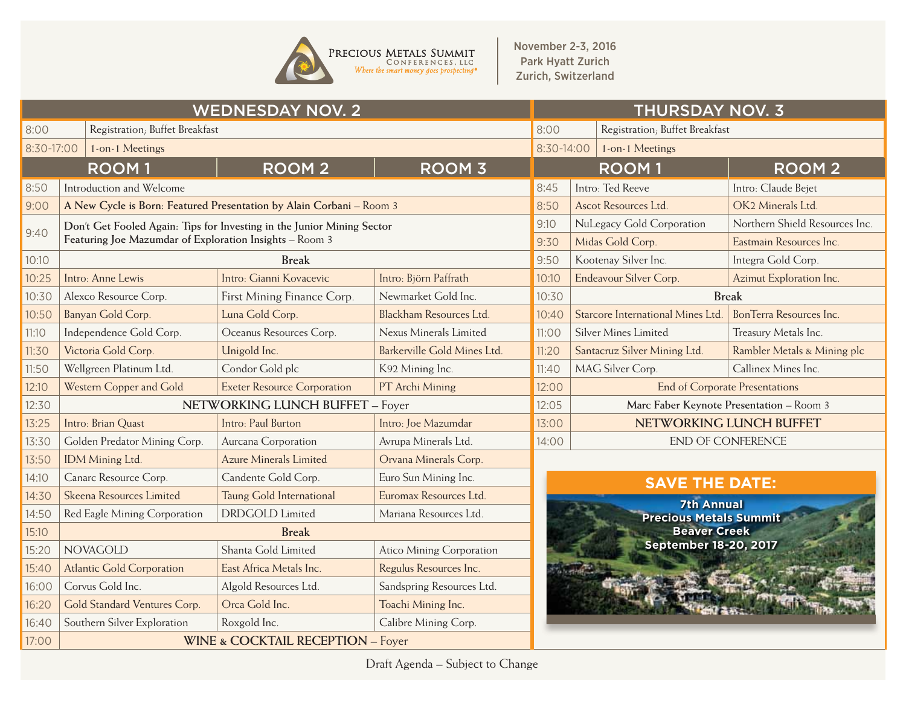# Precious Metals Summit Conferences, LLC

*Where the smart money goes prospecting®*

**November 2-3, 2016**
**Park Hyatt Zurich**
**Zurich, Switzerland**

## WEDNESDAY NOV. 2

| | | | |
|---|---|---|---|
| 8:00 | Registration; Buffet Breakfast | | |
| 8:30-17:00 | 1-on-1 Meetings | | |
| | **ROOM 1** | **ROOM 2** | **ROOM 3** |
| 8:50 | Introduction and Welcome | | |
| 9:00 | **A New Cycle is Born: Featured Presentation by Alain Corbani** – Room 3 | | |
| 9:40 | **Don't Get Fooled Again: Tips for Investing in the Junior Mining Sector Featuring Joe Mazumdar of Exploration Insights** – Room 3 | | |
| 10:10 | **Break** | | |
| 10:25 | Intro: Anne Lewis | Intro: Gianni Kovacevic | Intro: Björn Paffrath |
| 10:30 | Alexco Resource Corp. | First Mining Finance Corp. | Newmarket Gold Inc. |
| 10:50 | Banyan Gold Corp. | Luna Gold Corp. | Blackham Resources Ltd. |
| 11:10 | Independence Gold Corp. | Oceanus Resources Corp. | Nexus Minerals Limited |
| 11:30 | Victoria Gold Corp. | Unigold Inc. | Barkerville Gold Mines Ltd. |
| 11:50 | Wellgreen Platinum Ltd. | Condor Gold plc | K92 Mining Inc. |
| 12:10 | Western Copper and Gold | Exeter Resource Corporation | PT Archi Mining |
| 12:30 | NETWORKING LUNCH BUFFET – Foyer | | |
| 13:25 | Intro: Brian Quast | Intro: Paul Burton | Intro: Joe Mazumdar |
| 13:30 | Golden Predator Mining Corp. | Aurcana Corporation | Avrupa Minerals Ltd. |
| 13:50 | IDM Mining Ltd. | Azure Minerals Limited | Orvana Minerals Corp. |
| 14:10 | Canarc Resource Corp. | Candente Gold Corp. | Euro Sun Mining Inc. |
| 14:30 | Skeena Resources Limited | Taung Gold International | Euromax Resources Ltd. |
| 14:50 | Red Eagle Mining Corporation | DRDGOLD Limited | Mariana Resources Ltd. |
| 15:10 | **Break** | | |
| 15:20 | NOVAGOLD | Shanta Gold Limited | Atico Mining Corporation |
| 15:40 | Atlantic Gold Corporation | East Africa Metals Inc. | Regulus Resources Inc. |
| 16:00 | Corvus Gold Inc. | Algold Resources Ltd. | Sandspring Resources Ltd. |
| 16:20 | Gold Standard Ventures Corp. | Orca Gold Inc. | Toachi Mining Inc. |
| 16:40 | Southern Silver Exploration | Roxgold Inc. | Calibre Mining Corp. |
| 17:00 | WINE & COCKTAIL RECEPTION – Foyer | | |

## THURSDAY NOV. 3

| | | |
|---|---|---|
| 8:00 | Registration; Buffet Breakfast | |
| 8:30-14:00 | 1-on-1 Meetings | |
| | **ROOM 1** | **ROOM 2** |
| 8:45 | Intro: Ted Reeve | Intro: Claude Bejet |
| 8:50 | Ascot Resources Ltd. | OK2 Minerals Ltd. |
| 9:10 | NuLegacy Gold Corporation | Northern Shield Resources Inc. |
| 9:30 | Midas Gold Corp. | Eastmain Resources Inc. |
| 9:50 | Kootenay Silver Inc. | Integra Gold Corp. |
| 10:10 | Endeavour Silver Corp. | Azimut Exploration Inc. |
| 10:30 | **Break** | |
| 10:40 | Starcore International Mines Ltd. | BonTerra Resources Inc. |
| 11:00 | Silver Mines Limited | Treasury Metals Inc. |
| 11:20 | Santacruz Silver Mining Ltd. | Rambler Metals & Mining plc |
| 11:40 | MAG Silver Corp. | Callinex Mines Inc. |
| 12:00 | End of Corporate Presentations | |
| 12:05 | **Marc Faber Keynote Presentation** – Room 3 | |
| 13:00 | NETWORKING LUNCH BUFFET | |
| 14:00 | END OF CONFERENCE | |

## SAVE THE DATE:

**7th Annual**
**Precious Metals Summit**
**Beaver Creek**
**September 18-20, 2017**

Draft Agenda – Subject to Change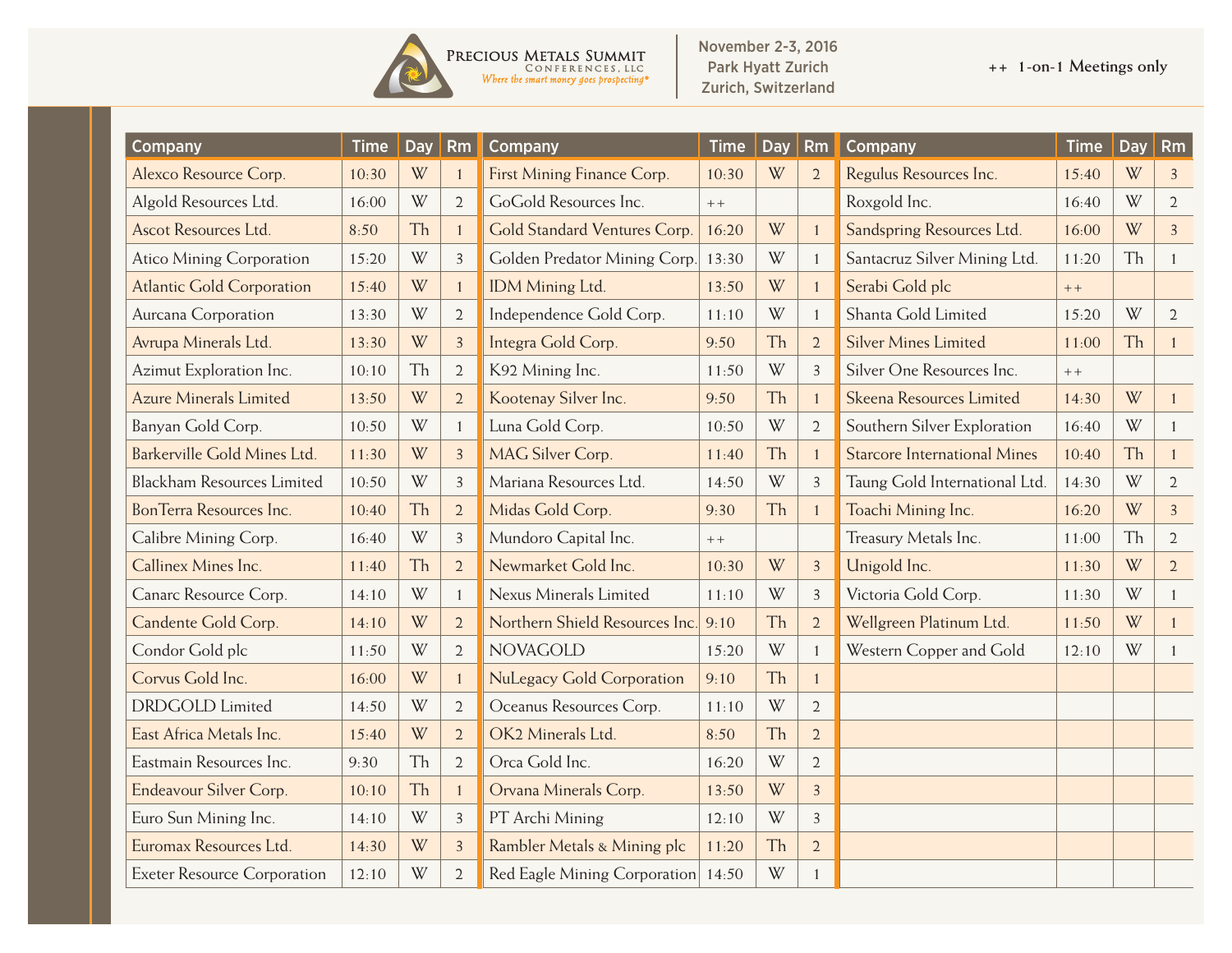**Precious Metals Summit Conferences, LLC**
*Where the smart money goes prospecting®*

November 2-3, 2016
Park Hyatt Zurich
Zurich, Switzerland

++ 1-on-1 Meetings only

| Company | Time | Day | Rm |
|---|---|---|---|
| Alexco Resource Corp. | 10:30 | W | 1 |
| Algold Resources Ltd. | 16:00 | W | 2 |
| Ascot Resources Ltd. | 8:50 | Th | 1 |
| Atico Mining Corporation | 15:20 | W | 3 |
| Atlantic Gold Corporation | 15:40 | W | 1 |
| Aurcana Corporation | 13:30 | W | 2 |
| Avrupa Minerals Ltd. | 13:30 | W | 3 |
| Azimut Exploration Inc. | 10:10 | Th | 2 |
| Azure Minerals Limited | 13:50 | W | 2 |
| Banyan Gold Corp. | 10:50 | W | 1 |
| Barkerville Gold Mines Ltd. | 11:30 | W | 3 |
| Blackham Resources Limited | 10:50 | W | 3 |
| BonTerra Resources Inc. | 10:40 | Th | 2 |
| Calibre Mining Corp. | 16:40 | W | 3 |
| Callinex Mines Inc. | 11:40 | Th | 2 |
| Canarc Resource Corp. | 14:10 | W | 1 |
| Candente Gold Corp. | 14:10 | W | 2 |
| Condor Gold plc | 11:50 | W | 2 |
| Corvus Gold Inc. | 16:00 | W | 1 |
| DRDGOLD Limited | 14:50 | W | 2 |
| East Africa Metals Inc. | 15:40 | W | 2 |
| Eastmain Resources Inc. | 9:30 | Th | 2 |
| Endeavour Silver Corp. | 10:10 | Th | 1 |
| Euro Sun Mining Inc. | 14:10 | W | 3 |
| Euromax Resources Ltd. | 14:30 | W | 3 |
| Exeter Resource Corporation | 12:10 | W | 2 |
| First Mining Finance Corp. | 10:30 | W | 2 |
| GoGold Resources Inc. | ++ | | |
| Gold Standard Ventures Corp. | 16:20 | W | 1 |
| Golden Predator Mining Corp. | 13:30 | W | 1 |
| IDM Mining Ltd. | 13:50 | W | 1 |
| Independence Gold Corp. | 11:10 | W | 1 |
| Integra Gold Corp. | 9:50 | Th | 2 |
| K92 Mining Inc. | 11:50 | W | 3 |
| Kootenay Silver Inc. | 9:50 | Th | 1 |
| Luna Gold Corp. | 10:50 | W | 2 |
| MAG Silver Corp. | 11:40 | Th | 1 |
| Mariana Resources Ltd. | 14:50 | W | 3 |
| Midas Gold Corp. | 9:30 | Th | 1 |
| Mundoro Capital Inc. | ++ | | |
| Newmarket Gold Inc. | 10:30 | W | 3 |
| Nexus Minerals Limited | 11:10 | W | 3 |
| Northern Shield Resources Inc. | 9:10 | Th | 2 |
| NOVAGOLD | 15:20 | W | 1 |
| NuLegacy Gold Corporation | 9:10 | Th | 1 |
| Oceanus Resources Corp. | 11:10 | W | 2 |
| OK2 Minerals Ltd. | 8:50 | Th | 2 |
| Orca Gold Inc. | 16:20 | W | 2 |
| Orvana Minerals Corp. | 13:50 | W | 3 |
| PT Archi Mining | 12:10 | W | 3 |
| Rambler Metals & Mining plc | 11:20 | Th | 2 |
| Red Eagle Mining Corporation | 14:50 | W | 1 |
| Regulus Resources Inc. | 15:40 | W | 3 |
| Roxgold Inc. | 16:40 | W | 2 |
| Sandspring Resources Ltd. | 16:00 | W | 3 |
| Santacruz Silver Mining Ltd. | 11:20 | Th | 1 |
| Serabi Gold plc | ++ | | |
| Shanta Gold Limited | 15:20 | W | 2 |
| Silver Mines Limited | 11:00 | Th | 1 |
| Silver One Resources Inc. | ++ | | |
| Skeena Resources Limited | 14:30 | W | 1 |
| Southern Silver Exploration | 16:40 | W | 1 |
| Starcore International Mines | 10:40 | Th | 1 |
| Taung Gold International Ltd. | 14:30 | W | 2 |
| Toachi Mining Inc. | 16:20 | W | 3 |
| Treasury Metals Inc. | 11:00 | Th | 2 |
| Unigold Inc. | 11:30 | W | 2 |
| Victoria Gold Corp. | 11:30 | W | 1 |
| Wellgreen Platinum Ltd. | 11:50 | W | 1 |
| Western Copper and Gold | 12:10 | W | 1 |